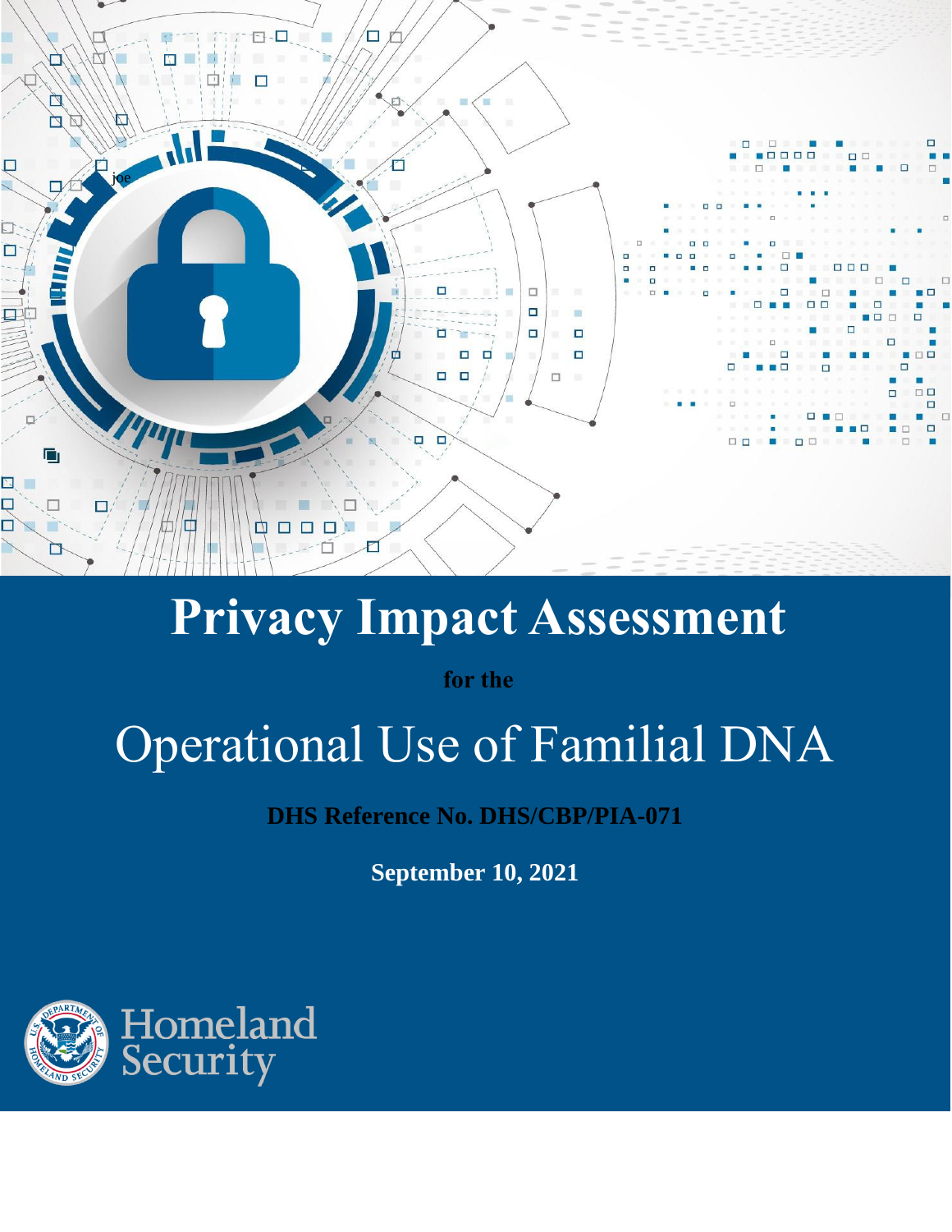joe

# Privacy Impact Assessment

**for the**

# Operational Use of Familial DNA

**DHS Reference No. DHS/CBP/PIA-071**

**September 10, 2021**

Homeland Security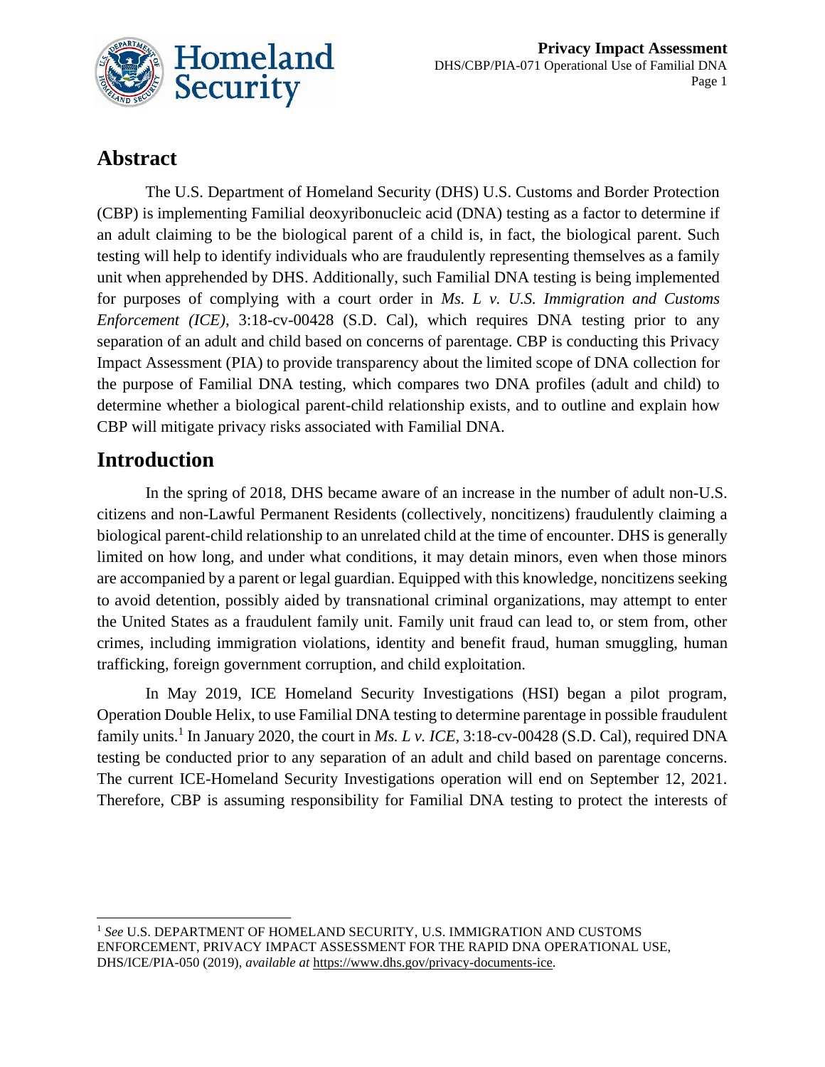## Abstract

The U.S. Department of Homeland Security (DHS) U.S. Customs and Border Protection (CBP) is implementing Familial deoxyribonucleic acid (DNA) testing as a factor to determine if an adult claiming to be the biological parent of a child is, in fact, the biological parent. Such testing will help to identify individuals who are fraudulently representing themselves as a family unit when apprehended by DHS. Additionally, such Familial DNA testing is being implemented for purposes of complying with a court order in *Ms. L v. U.S. Immigration and Customs Enforcement (ICE)*, 3:18-cv-00428 (S.D. Cal), which requires DNA testing prior to any separation of an adult and child based on concerns of parentage. CBP is conducting this Privacy Impact Assessment (PIA) to provide transparency about the limited scope of DNA collection for the purpose of Familial DNA testing, which compares two DNA profiles (adult and child) to determine whether a biological parent-child relationship exists, and to outline and explain how CBP will mitigate privacy risks associated with Familial DNA.

## Introduction

In the spring of 2018, DHS became aware of an increase in the number of adult non-U.S. citizens and non-Lawful Permanent Residents (collectively, noncitizens) fraudulently claiming a biological parent-child relationship to an unrelated child at the time of encounter. DHS is generally limited on how long, and under what conditions, it may detain minors, even when those minors are accompanied by a parent or legal guardian. Equipped with this knowledge, noncitizens seeking to avoid detention, possibly aided by transnational criminal organizations, may attempt to enter the United States as a fraudulent family unit. Family unit fraud can lead to, or stem from, other crimes, including immigration violations, identity and benefit fraud, human smuggling, human trafficking, foreign government corruption, and child exploitation.

In May 2019, ICE Homeland Security Investigations (HSI) began a pilot program, Operation Double Helix, to use Familial DNA testing to determine parentage in possible fraudulent family units.[1] In January 2020, the court in *Ms. L v. ICE*, 3:18-cv-00428 (S.D. Cal), required DNA testing be conducted prior to any separation of an adult and child based on parentage concerns. The current ICE-Homeland Security Investigations operation will end on September 12, 2021. Therefore, CBP is assuming responsibility for Familial DNA testing to protect the interests of

---

[1] *See* U.S. DEPARTMENT OF HOMELAND SECURITY, U.S. IMMIGRATION AND CUSTOMS ENFORCEMENT, PRIVACY IMPACT ASSESSMENT FOR THE RAPID DNA OPERATIONAL USE, DHS/ICE/PIA-050 (2019), *available at* https://www.dhs.gov/privacy-documents-ice.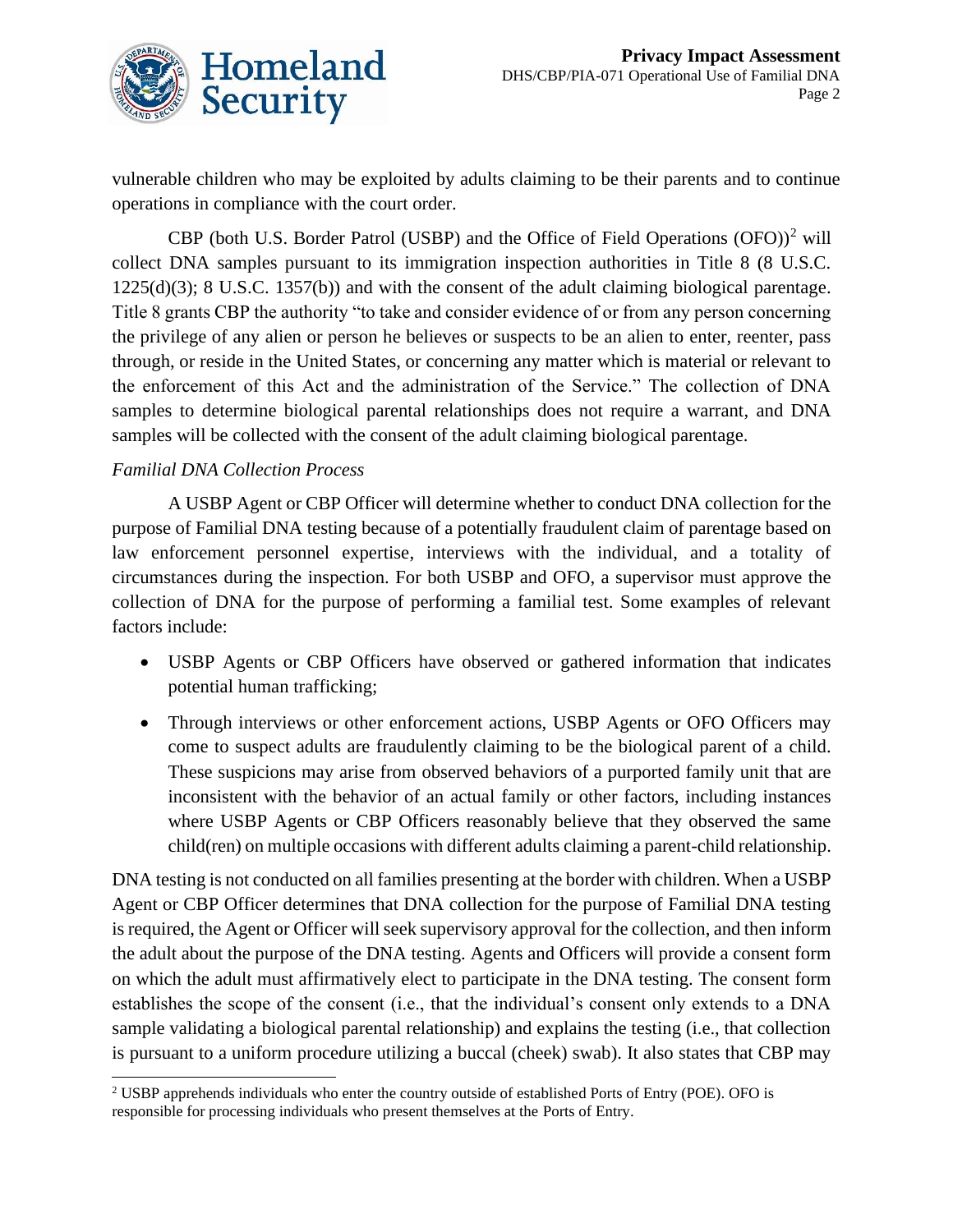vulnerable children who may be exploited by adults claiming to be their parents and to continue operations in compliance with the court order.

CBP (both U.S. Border Patrol (USBP) and the Office of Field Operations (OFO))[2] will collect DNA samples pursuant to its immigration inspection authorities in Title 8 (8 U.S.C. 1225(d)(3); 8 U.S.C. 1357(b)) and with the consent of the adult claiming biological parentage. Title 8 grants CBP the authority "to take and consider evidence of or from any person concerning the privilege of any alien or person he believes or suspects to be an alien to enter, reenter, pass through, or reside in the United States, or concerning any matter which is material or relevant to the enforcement of this Act and the administration of the Service." The collection of DNA samples to determine biological parental relationships does not require a warrant, and DNA samples will be collected with the consent of the adult claiming biological parentage.

*Familial DNA Collection Process*

A USBP Agent or CBP Officer will determine whether to conduct DNA collection for the purpose of Familial DNA testing because of a potentially fraudulent claim of parentage based on law enforcement personnel expertise, interviews with the individual, and a totality of circumstances during the inspection. For both USBP and OFO, a supervisor must approve the collection of DNA for the purpose of performing a familial test. Some examples of relevant factors include:

- USBP Agents or CBP Officers have observed or gathered information that indicates potential human trafficking;
- Through interviews or other enforcement actions, USBP Agents or OFO Officers may come to suspect adults are fraudulently claiming to be the biological parent of a child. These suspicions may arise from observed behaviors of a purported family unit that are inconsistent with the behavior of an actual family or other factors, including instances where USBP Agents or CBP Officers reasonably believe that they observed the same child(ren) on multiple occasions with different adults claiming a parent-child relationship.

DNA testing is not conducted on all families presenting at the border with children. When a USBP Agent or CBP Officer determines that DNA collection for the purpose of Familial DNA testing is required, the Agent or Officer will seek supervisory approval for the collection, and then inform the adult about the purpose of the DNA testing. Agents and Officers will provide a consent form on which the adult must affirmatively elect to participate in the DNA testing. The consent form establishes the scope of the consent (i.e., that the individual's consent only extends to a DNA sample validating a biological parental relationship) and explains the testing (i.e., that collection is pursuant to a uniform procedure utilizing a buccal (cheek) swab). It also states that CBP may

[2] USBP apprehends individuals who enter the country outside of established Ports of Entry (POE). OFO is responsible for processing individuals who present themselves at the Ports of Entry.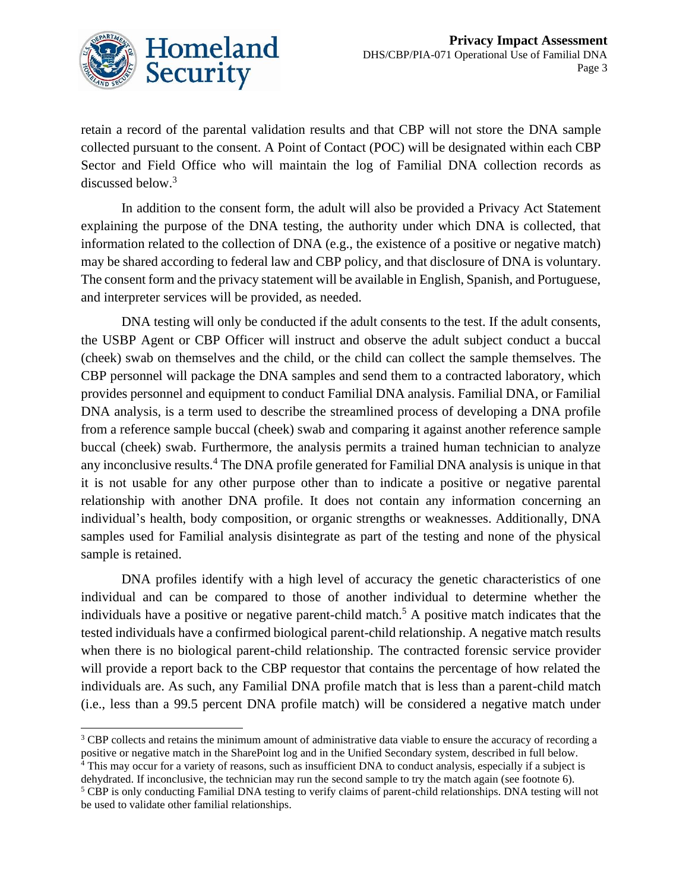retain a record of the parental validation results and that CBP will not store the DNA sample collected pursuant to the consent. A Point of Contact (POC) will be designated within each CBP Sector and Field Office who will maintain the log of Familial DNA collection records as discussed below.[3]

In addition to the consent form, the adult will also be provided a Privacy Act Statement explaining the purpose of the DNA testing, the authority under which DNA is collected, that information related to the collection of DNA (e.g., the existence of a positive or negative match) may be shared according to federal law and CBP policy, and that disclosure of DNA is voluntary. The consent form and the privacy statement will be available in English, Spanish, and Portuguese, and interpreter services will be provided, as needed.

DNA testing will only be conducted if the adult consents to the test. If the adult consents, the USBP Agent or CBP Officer will instruct and observe the adult subject conduct a buccal (cheek) swab on themselves and the child, or the child can collect the sample themselves. The CBP personnel will package the DNA samples and send them to a contracted laboratory, which provides personnel and equipment to conduct Familial DNA analysis. Familial DNA, or Familial DNA analysis, is a term used to describe the streamlined process of developing a DNA profile from a reference sample buccal (cheek) swab and comparing it against another reference sample buccal (cheek) swab. Furthermore, the analysis permits a trained human technician to analyze any inconclusive results.[4] The DNA profile generated for Familial DNA analysis is unique in that it is not usable for any other purpose other than to indicate a positive or negative parental relationship with another DNA profile. It does not contain any information concerning an individual's health, body composition, or organic strengths or weaknesses. Additionally, DNA samples used for Familial analysis disintegrate as part of the testing and none of the physical sample is retained.

DNA profiles identify with a high level of accuracy the genetic characteristics of one individual and can be compared to those of another individual to determine whether the individuals have a positive or negative parent-child match.[5] A positive match indicates that the tested individuals have a confirmed biological parent-child relationship. A negative match results when there is no biological parent-child relationship. The contracted forensic service provider will provide a report back to the CBP requestor that contains the percentage of how related the individuals are. As such, any Familial DNA profile match that is less than a parent-child match (i.e., less than a 99.5 percent DNA profile match) will be considered a negative match under

---

[3] CBP collects and retains the minimum amount of administrative data viable to ensure the accuracy of recording a positive or negative match in the SharePoint log and in the Unified Secondary system, described in full below.

[4] This may occur for a variety of reasons, such as insufficient DNA to conduct analysis, especially if a subject is dehydrated. If inconclusive, the technician may run the second sample to try the match again (see footnote 6).

[5] CBP is only conducting Familial DNA testing to verify claims of parent-child relationships. DNA testing will not be used to validate other familial relationships.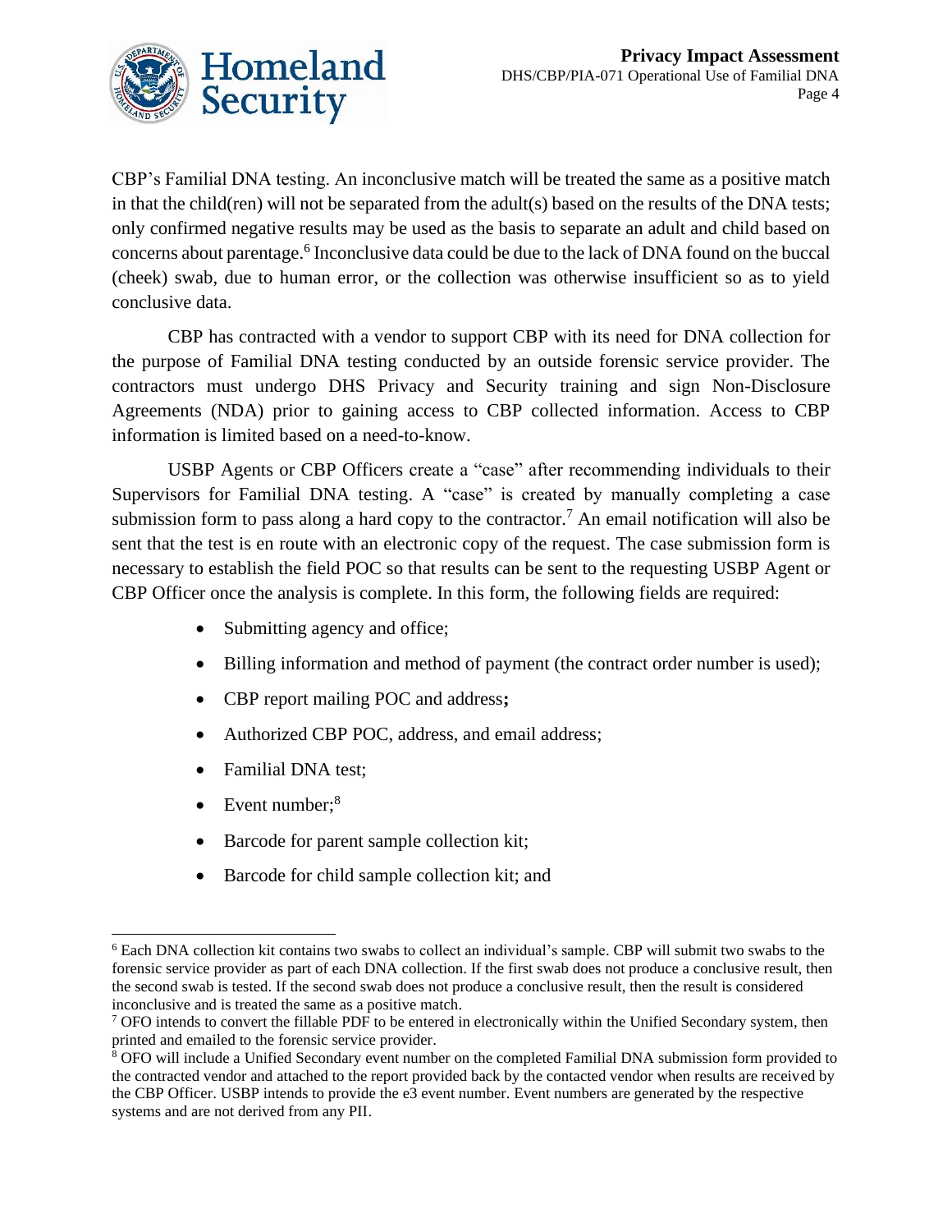CBP's Familial DNA testing. An inconclusive match will be treated the same as a positive match in that the child(ren) will not be separated from the adult(s) based on the results of the DNA tests; only confirmed negative results may be used as the basis to separate an adult and child based on concerns about parentage.[6] Inconclusive data could be due to the lack of DNA found on the buccal (cheek) swab, due to human error, or the collection was otherwise insufficient so as to yield conclusive data.

CBP has contracted with a vendor to support CBP with its need for DNA collection for the purpose of Familial DNA testing conducted by an outside forensic service provider. The contractors must undergo DHS Privacy and Security training and sign Non-Disclosure Agreements (NDA) prior to gaining access to CBP collected information. Access to CBP information is limited based on a need-to-know.

USBP Agents or CBP Officers create a "case" after recommending individuals to their Supervisors for Familial DNA testing. A "case" is created by manually completing a case submission form to pass along a hard copy to the contractor.[7] An email notification will also be sent that the test is en route with an electronic copy of the request. The case submission form is necessary to establish the field POC so that results can be sent to the requesting USBP Agent or CBP Officer once the analysis is complete. In this form, the following fields are required:

- Submitting agency and office;
- Billing information and method of payment (the contract order number is used);
- CBP report mailing POC and address**;**
- Authorized CBP POC, address, and email address;
- Familial DNA test;
- Event number;[8]
- Barcode for parent sample collection kit;
- Barcode for child sample collection kit; and

---

[6] Each DNA collection kit contains two swabs to collect an individual's sample. CBP will submit two swabs to the forensic service provider as part of each DNA collection. If the first swab does not produce a conclusive result, then the second swab is tested. If the second swab does not produce a conclusive result, then the result is considered inconclusive and is treated the same as a positive match.

[7] OFO intends to convert the fillable PDF to be entered in electronically within the Unified Secondary system, then printed and emailed to the forensic service provider.

[8] OFO will include a Unified Secondary event number on the completed Familial DNA submission form provided to the contracted vendor and attached to the report provided back by the contacted vendor when results are received by the CBP Officer. USBP intends to provide the e3 event number. Event numbers are generated by the respective systems and are not derived from any PII.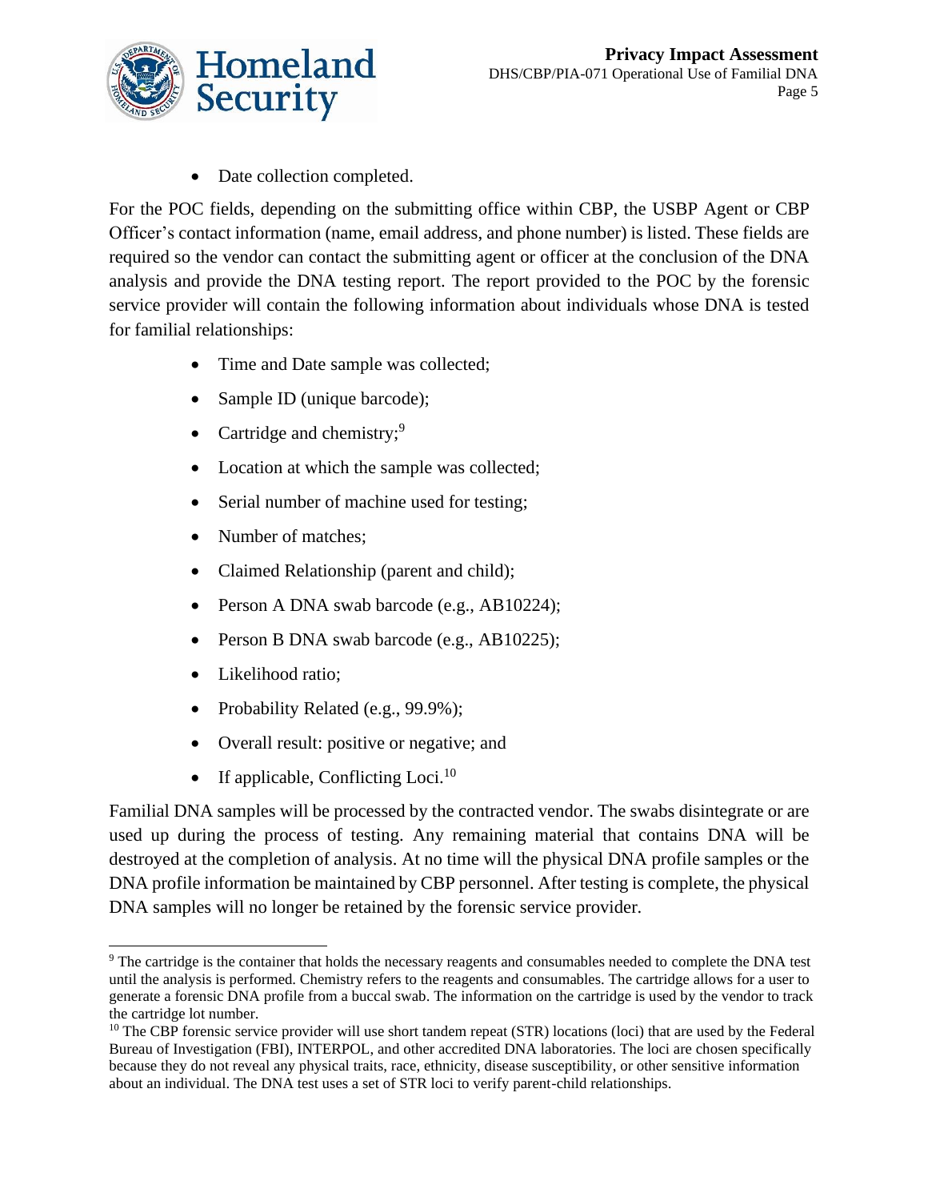- Date collection completed.

For the POC fields, depending on the submitting office within CBP, the USBP Agent or CBP Officer's contact information (name, email address, and phone number) is listed. These fields are required so the vendor can contact the submitting agent or officer at the conclusion of the DNA analysis and provide the DNA testing report. The report provided to the POC by the forensic service provider will contain the following information about individuals whose DNA is tested for familial relationships:

- Time and Date sample was collected;
- Sample ID (unique barcode);
- Cartridge and chemistry;[9]
- Location at which the sample was collected;
- Serial number of machine used for testing;
- Number of matches;
- Claimed Relationship (parent and child);
- Person A DNA swab barcode (e.g., AB10224);
- Person B DNA swab barcode (e.g., AB10225);
- Likelihood ratio;
- Probability Related (e.g., 99.9%);
- Overall result: positive or negative; and
- If applicable, Conflicting Loci.[10]

Familial DNA samples will be processed by the contracted vendor. The swabs disintegrate or are used up during the process of testing. Any remaining material that contains DNA will be destroyed at the completion of analysis. At no time will the physical DNA profile samples or the DNA profile information be maintained by CBP personnel. After testing is complete, the physical DNA samples will no longer be retained by the forensic service provider.

---

[9] The cartridge is the container that holds the necessary reagents and consumables needed to complete the DNA test until the analysis is performed. Chemistry refers to the reagents and consumables. The cartridge allows for a user to generate a forensic DNA profile from a buccal swab. The information on the cartridge is used by the vendor to track the cartridge lot number.

[10] The CBP forensic service provider will use short tandem repeat (STR) locations (loci) that are used by the Federal Bureau of Investigation (FBI), INTERPOL, and other accredited DNA laboratories. The loci are chosen specifically because they do not reveal any physical traits, race, ethnicity, disease susceptibility, or other sensitive information about an individual. The DNA test uses a set of STR loci to verify parent-child relationships.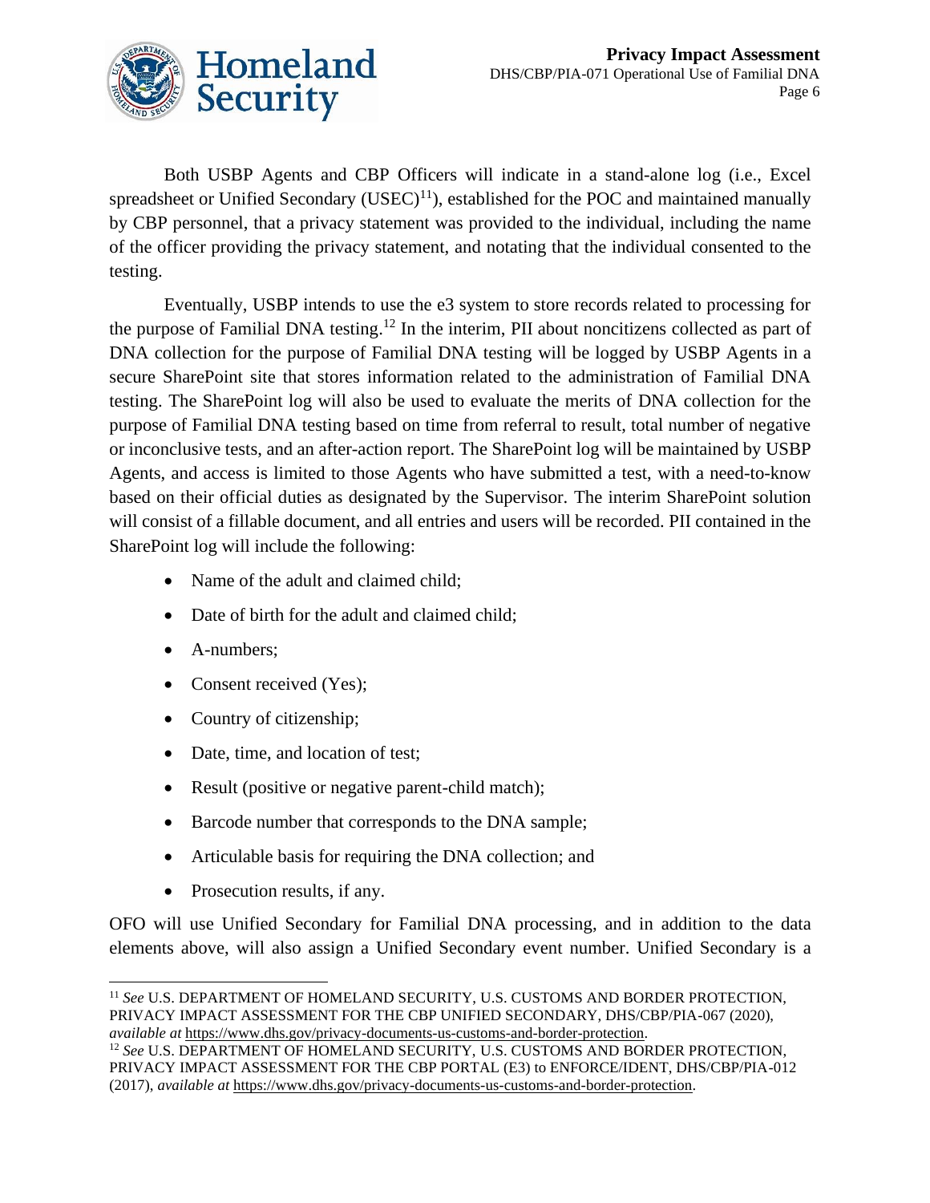Both USBP Agents and CBP Officers will indicate in a stand-alone log (i.e., Excel spreadsheet or Unified Secondary (USEC)[11]), established for the POC and maintained manually by CBP personnel, that a privacy statement was provided to the individual, including the name of the officer providing the privacy statement, and notating that the individual consented to the testing.

Eventually, USBP intends to use the e3 system to store records related to processing for the purpose of Familial DNA testing.[12] In the interim, PII about noncitizens collected as part of DNA collection for the purpose of Familial DNA testing will be logged by USBP Agents in a secure SharePoint site that stores information related to the administration of Familial DNA testing. The SharePoint log will also be used to evaluate the merits of DNA collection for the purpose of Familial DNA testing based on time from referral to result, total number of negative or inconclusive tests, and an after-action report. The SharePoint log will be maintained by USBP Agents, and access is limited to those Agents who have submitted a test, with a need-to-know based on their official duties as designated by the Supervisor. The interim SharePoint solution will consist of a fillable document, and all entries and users will be recorded. PII contained in the SharePoint log will include the following:

- Name of the adult and claimed child;
- Date of birth for the adult and claimed child;
- A-numbers;
- Consent received (Yes);
- Country of citizenship;
- Date, time, and location of test;
- Result (positive or negative parent-child match);
- Barcode number that corresponds to the DNA sample;
- Articulable basis for requiring the DNA collection; and
- Prosecution results, if any.

OFO will use Unified Secondary for Familial DNA processing, and in addition to the data elements above, will also assign a Unified Secondary event number. Unified Secondary is a

---

[11] *See* U.S. DEPARTMENT OF HOMELAND SECURITY, U.S. CUSTOMS AND BORDER PROTECTION, PRIVACY IMPACT ASSESSMENT FOR THE CBP UNIFIED SECONDARY, DHS/CBP/PIA-067 (2020), *available at* https://www.dhs.gov/privacy-documents-us-customs-and-border-protection.

[12] *See* U.S. DEPARTMENT OF HOMELAND SECURITY, U.S. CUSTOMS AND BORDER PROTECTION, PRIVACY IMPACT ASSESSMENT FOR THE CBP PORTAL (E3) to ENFORCE/IDENT, DHS/CBP/PIA-012 (2017), *available at* https://www.dhs.gov/privacy-documents-us-customs-and-border-protection.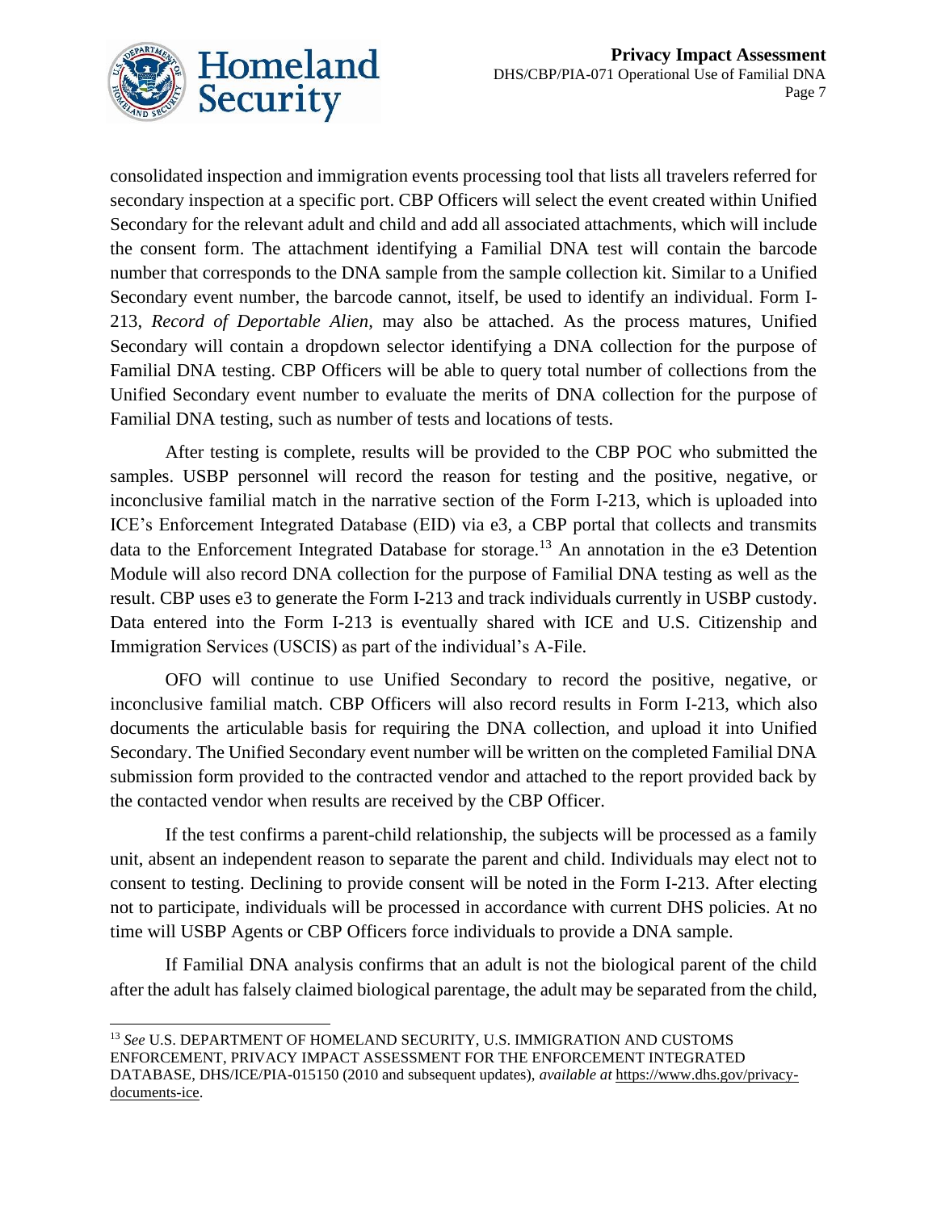consolidated inspection and immigration events processing tool that lists all travelers referred for secondary inspection at a specific port. CBP Officers will select the event created within Unified Secondary for the relevant adult and child and add all associated attachments, which will include the consent form. The attachment identifying a Familial DNA test will contain the barcode number that corresponds to the DNA sample from the sample collection kit. Similar to a Unified Secondary event number, the barcode cannot, itself, be used to identify an individual. Form I-213, *Record of Deportable Alien*, may also be attached. As the process matures, Unified Secondary will contain a dropdown selector identifying a DNA collection for the purpose of Familial DNA testing. CBP Officers will be able to query total number of collections from the Unified Secondary event number to evaluate the merits of DNA collection for the purpose of Familial DNA testing, such as number of tests and locations of tests.

After testing is complete, results will be provided to the CBP POC who submitted the samples. USBP personnel will record the reason for testing and the positive, negative, or inconclusive familial match in the narrative section of the Form I-213, which is uploaded into ICE's Enforcement Integrated Database (EID) via e3, a CBP portal that collects and transmits data to the Enforcement Integrated Database for storage.[13] An annotation in the e3 Detention Module will also record DNA collection for the purpose of Familial DNA testing as well as the result. CBP uses e3 to generate the Form I-213 and track individuals currently in USBP custody. Data entered into the Form I-213 is eventually shared with ICE and U.S. Citizenship and Immigration Services (USCIS) as part of the individual's A-File.

OFO will continue to use Unified Secondary to record the positive, negative, or inconclusive familial match. CBP Officers will also record results in Form I-213, which also documents the articulable basis for requiring the DNA collection, and upload it into Unified Secondary. The Unified Secondary event number will be written on the completed Familial DNA submission form provided to the contracted vendor and attached to the report provided back by the contacted vendor when results are received by the CBP Officer.

If the test confirms a parent-child relationship, the subjects will be processed as a family unit, absent an independent reason to separate the parent and child. Individuals may elect not to consent to testing. Declining to provide consent will be noted in the Form I-213. After electing not to participate, individuals will be processed in accordance with current DHS policies. At no time will USBP Agents or CBP Officers force individuals to provide a DNA sample.

If Familial DNA analysis confirms that an adult is not the biological parent of the child after the adult has falsely claimed biological parentage, the adult may be separated from the child,

---

[13] *See* U.S. DEPARTMENT OF HOMELAND SECURITY, U.S. IMMIGRATION AND CUSTOMS ENFORCEMENT, PRIVACY IMPACT ASSESSMENT FOR THE ENFORCEMENT INTEGRATED DATABASE, DHS/ICE/PIA-015150 (2010 and subsequent updates), *available at* https://www.dhs.gov/privacy-documents-ice.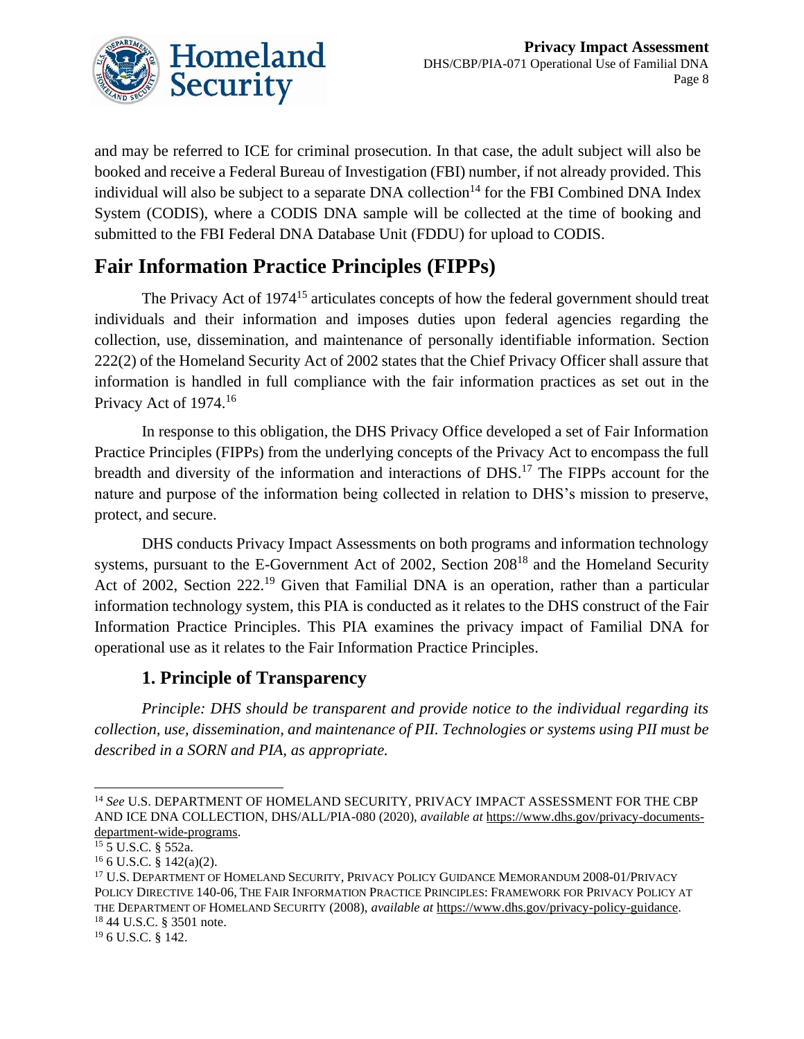and may be referred to ICE for criminal prosecution. In that case, the adult subject will also be booked and receive a Federal Bureau of Investigation (FBI) number, if not already provided. This individual will also be subject to a separate DNA collection[14] for the FBI Combined DNA Index System (CODIS), where a CODIS DNA sample will be collected at the time of booking and submitted to the FBI Federal DNA Database Unit (FDDU) for upload to CODIS.

# Fair Information Practice Principles (FIPPs)

The Privacy Act of 1974[15] articulates concepts of how the federal government should treat individuals and their information and imposes duties upon federal agencies regarding the collection, use, dissemination, and maintenance of personally identifiable information. Section 222(2) of the Homeland Security Act of 2002 states that the Chief Privacy Officer shall assure that information is handled in full compliance with the fair information practices as set out in the Privacy Act of 1974.[16]

In response to this obligation, the DHS Privacy Office developed a set of Fair Information Practice Principles (FIPPs) from the underlying concepts of the Privacy Act to encompass the full breadth and diversity of the information and interactions of DHS.[17] The FIPPs account for the nature and purpose of the information being collected in relation to DHS's mission to preserve, protect, and secure.

DHS conducts Privacy Impact Assessments on both programs and information technology systems, pursuant to the E-Government Act of 2002, Section 208[18] and the Homeland Security Act of 2002, Section 222.[19] Given that Familial DNA is an operation, rather than a particular information technology system, this PIA is conducted as it relates to the DHS construct of the Fair Information Practice Principles. This PIA examines the privacy impact of Familial DNA for operational use as it relates to the Fair Information Practice Principles.

## 1. Principle of Transparency

*Principle: DHS should be transparent and provide notice to the individual regarding its collection, use, dissemination, and maintenance of PII. Technologies or systems using PII must be described in a SORN and PIA, as appropriate.*

---

[14] *See* U.S. DEPARTMENT OF HOMELAND SECURITY, PRIVACY IMPACT ASSESSMENT FOR THE CBP AND ICE DNA COLLECTION, DHS/ALL/PIA-080 (2020), *available at* https://www.dhs.gov/privacy-documents-department-wide-programs.

[15] 5 U.S.C. § 552a.

[16] 6 U.S.C. § 142(a)(2).

[17] U.S. DEPARTMENT OF HOMELAND SECURITY, PRIVACY POLICY GUIDANCE MEMORANDUM 2008-01/PRIVACY POLICY DIRECTIVE 140-06, THE FAIR INFORMATION PRACTICE PRINCIPLES: FRAMEWORK FOR PRIVACY POLICY AT THE DEPARTMENT OF HOMELAND SECURITY (2008), *available at* https://www.dhs.gov/privacy-policy-guidance.

[18] 44 U.S.C. § 3501 note.

[19] 6 U.S.C. § 142.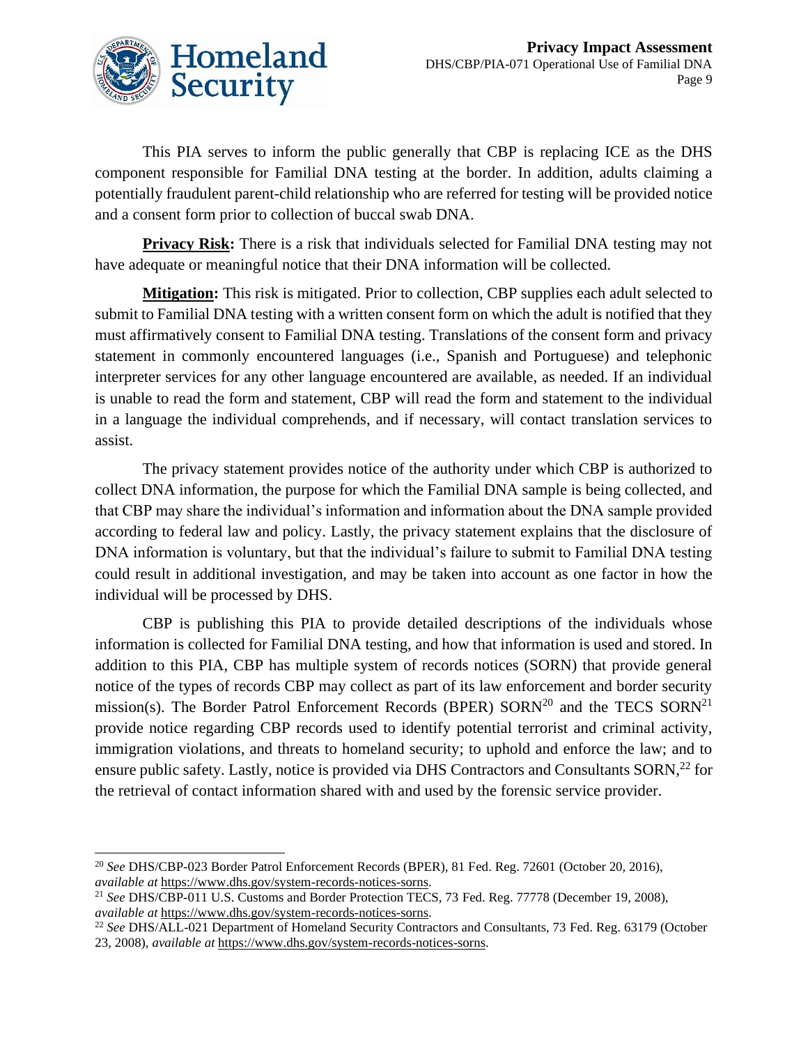This PIA serves to inform the public generally that CBP is replacing ICE as the DHS component responsible for Familial DNA testing at the border. In addition, adults claiming a potentially fraudulent parent-child relationship who are referred for testing will be provided notice and a consent form prior to collection of buccal swab DNA.

**Privacy Risk:** There is a risk that individuals selected for Familial DNA testing may not have adequate or meaningful notice that their DNA information will be collected.

**Mitigation:** This risk is mitigated. Prior to collection, CBP supplies each adult selected to submit to Familial DNA testing with a written consent form on which the adult is notified that they must affirmatively consent to Familial DNA testing. Translations of the consent form and privacy statement in commonly encountered languages (i.e., Spanish and Portuguese) and telephonic interpreter services for any other language encountered are available, as needed. If an individual is unable to read the form and statement, CBP will read the form and statement to the individual in a language the individual comprehends, and if necessary, will contact translation services to assist.

The privacy statement provides notice of the authority under which CBP is authorized to collect DNA information, the purpose for which the Familial DNA sample is being collected, and that CBP may share the individual's information and information about the DNA sample provided according to federal law and policy. Lastly, the privacy statement explains that the disclosure of DNA information is voluntary, but that the individual's failure to submit to Familial DNA testing could result in additional investigation, and may be taken into account as one factor in how the individual will be processed by DHS.

CBP is publishing this PIA to provide detailed descriptions of the individuals whose information is collected for Familial DNA testing, and how that information is used and stored. In addition to this PIA, CBP has multiple system of records notices (SORN) that provide general notice of the types of records CBP may collect as part of its law enforcement and border security mission(s). The Border Patrol Enforcement Records (BPER) SORN[20] and the TECS SORN[21] provide notice regarding CBP records used to identify potential terrorist and criminal activity, immigration violations, and threats to homeland security; to uphold and enforce the law; and to ensure public safety. Lastly, notice is provided via DHS Contractors and Consultants SORN,[22] for the retrieval of contact information shared with and used by the forensic service provider.

---

[20] *See* DHS/CBP-023 Border Patrol Enforcement Records (BPER), 81 Fed. Reg. 72601 (October 20, 2016), *available at* https://www.dhs.gov/system-records-notices-sorns.

[21] *See* DHS/CBP-011 U.S. Customs and Border Protection TECS, 73 Fed. Reg. 77778 (December 19, 2008), *available at* https://www.dhs.gov/system-records-notices-sorns.

[22] *See* DHS/ALL-021 Department of Homeland Security Contractors and Consultants, 73 Fed. Reg. 63179 (October 23, 2008), *available at* https://www.dhs.gov/system-records-notices-sorns.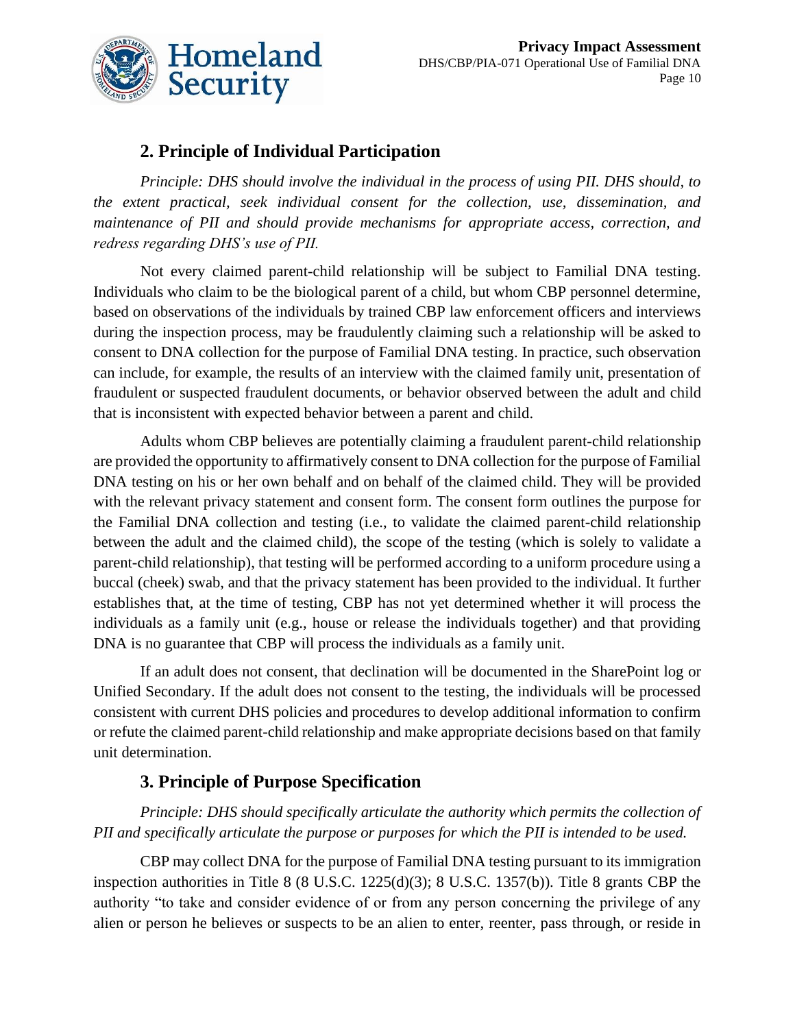## 2. Principle of Individual Participation

*Principle: DHS should involve the individual in the process of using PII. DHS should, to the extent practical, seek individual consent for the collection, use, dissemination, and maintenance of PII and should provide mechanisms for appropriate access, correction, and redress regarding DHS's use of PII.*

Not every claimed parent-child relationship will be subject to Familial DNA testing. Individuals who claim to be the biological parent of a child, but whom CBP personnel determine, based on observations of the individuals by trained CBP law enforcement officers and interviews during the inspection process, may be fraudulently claiming such a relationship will be asked to consent to DNA collection for the purpose of Familial DNA testing. In practice, such observation can include, for example, the results of an interview with the claimed family unit, presentation of fraudulent or suspected fraudulent documents, or behavior observed between the adult and child that is inconsistent with expected behavior between a parent and child.

Adults whom CBP believes are potentially claiming a fraudulent parent-child relationship are provided the opportunity to affirmatively consent to DNA collection for the purpose of Familial DNA testing on his or her own behalf and on behalf of the claimed child. They will be provided with the relevant privacy statement and consent form. The consent form outlines the purpose for the Familial DNA collection and testing (i.e., to validate the claimed parent-child relationship between the adult and the claimed child), the scope of the testing (which is solely to validate a parent-child relationship), that testing will be performed according to a uniform procedure using a buccal (cheek) swab, and that the privacy statement has been provided to the individual. It further establishes that, at the time of testing, CBP has not yet determined whether it will process the individuals as a family unit (e.g., house or release the individuals together) and that providing DNA is no guarantee that CBP will process the individuals as a family unit.

If an adult does not consent, that declination will be documented in the SharePoint log or Unified Secondary. If the adult does not consent to the testing, the individuals will be processed consistent with current DHS policies and procedures to develop additional information to confirm or refute the claimed parent-child relationship and make appropriate decisions based on that family unit determination.

## 3. Principle of Purpose Specification

*Principle: DHS should specifically articulate the authority which permits the collection of PII and specifically articulate the purpose or purposes for which the PII is intended to be used.*

CBP may collect DNA for the purpose of Familial DNA testing pursuant to its immigration inspection authorities in Title 8 (8 U.S.C. 1225(d)(3); 8 U.S.C. 1357(b)). Title 8 grants CBP the authority "to take and consider evidence of or from any person concerning the privilege of any alien or person he believes or suspects to be an alien to enter, reenter, pass through, or reside in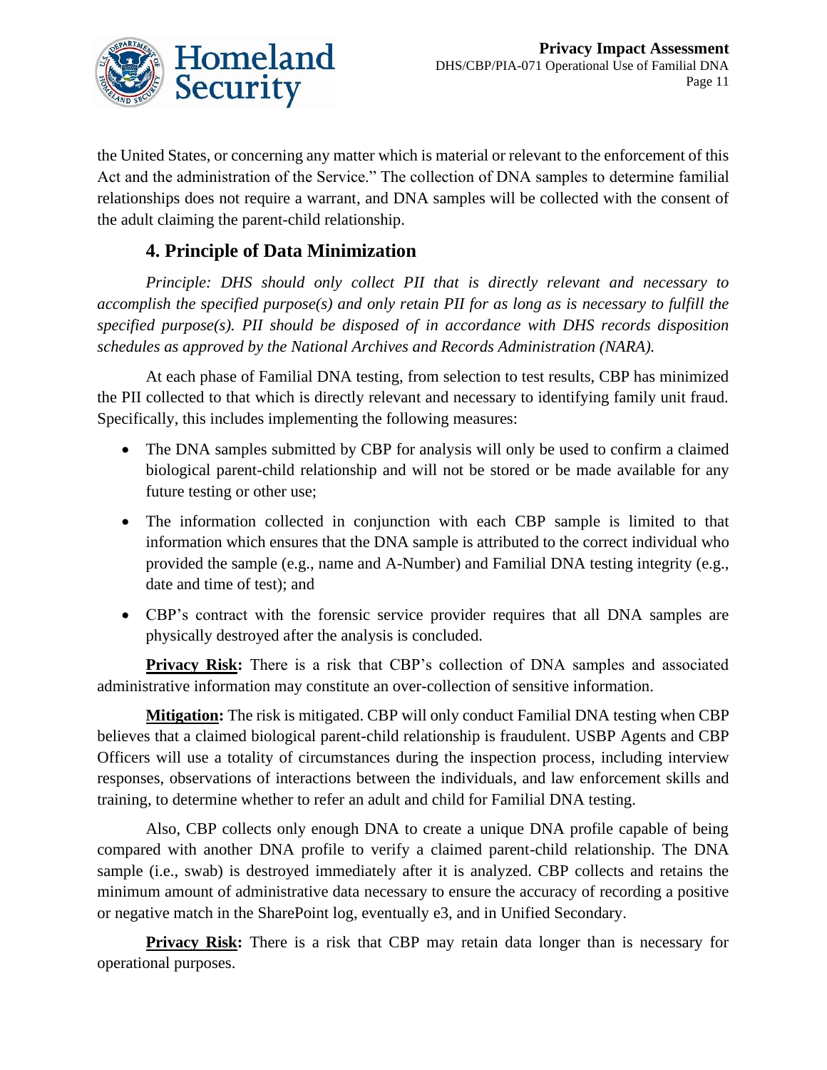the United States, or concerning any matter which is material or relevant to the enforcement of this Act and the administration of the Service." The collection of DNA samples to determine familial relationships does not require a warrant, and DNA samples will be collected with the consent of the adult claiming the parent-child relationship.

## 4. Principle of Data Minimization

*Principle: DHS should only collect PII that is directly relevant and necessary to accomplish the specified purpose(s) and only retain PII for as long as is necessary to fulfill the specified purpose(s). PII should be disposed of in accordance with DHS records disposition schedules as approved by the National Archives and Records Administration (NARA).*

At each phase of Familial DNA testing, from selection to test results, CBP has minimized the PII collected to that which is directly relevant and necessary to identifying family unit fraud. Specifically, this includes implementing the following measures:

- The DNA samples submitted by CBP for analysis will only be used to confirm a claimed biological parent-child relationship and will not be stored or be made available for any future testing or other use;
- The information collected in conjunction with each CBP sample is limited to that information which ensures that the DNA sample is attributed to the correct individual who provided the sample (e.g., name and A-Number) and Familial DNA testing integrity (e.g., date and time of test); and
- CBP's contract with the forensic service provider requires that all DNA samples are physically destroyed after the analysis is concluded.

**Privacy Risk:** There is a risk that CBP's collection of DNA samples and associated administrative information may constitute an over-collection of sensitive information.

**Mitigation:** The risk is mitigated. CBP will only conduct Familial DNA testing when CBP believes that a claimed biological parent-child relationship is fraudulent. USBP Agents and CBP Officers will use a totality of circumstances during the inspection process, including interview responses, observations of interactions between the individuals, and law enforcement skills and training, to determine whether to refer an adult and child for Familial DNA testing.

Also, CBP collects only enough DNA to create a unique DNA profile capable of being compared with another DNA profile to verify a claimed parent-child relationship. The DNA sample (i.e., swab) is destroyed immediately after it is analyzed. CBP collects and retains the minimum amount of administrative data necessary to ensure the accuracy of recording a positive or negative match in the SharePoint log, eventually e3, and in Unified Secondary.

**Privacy Risk:** There is a risk that CBP may retain data longer than is necessary for operational purposes.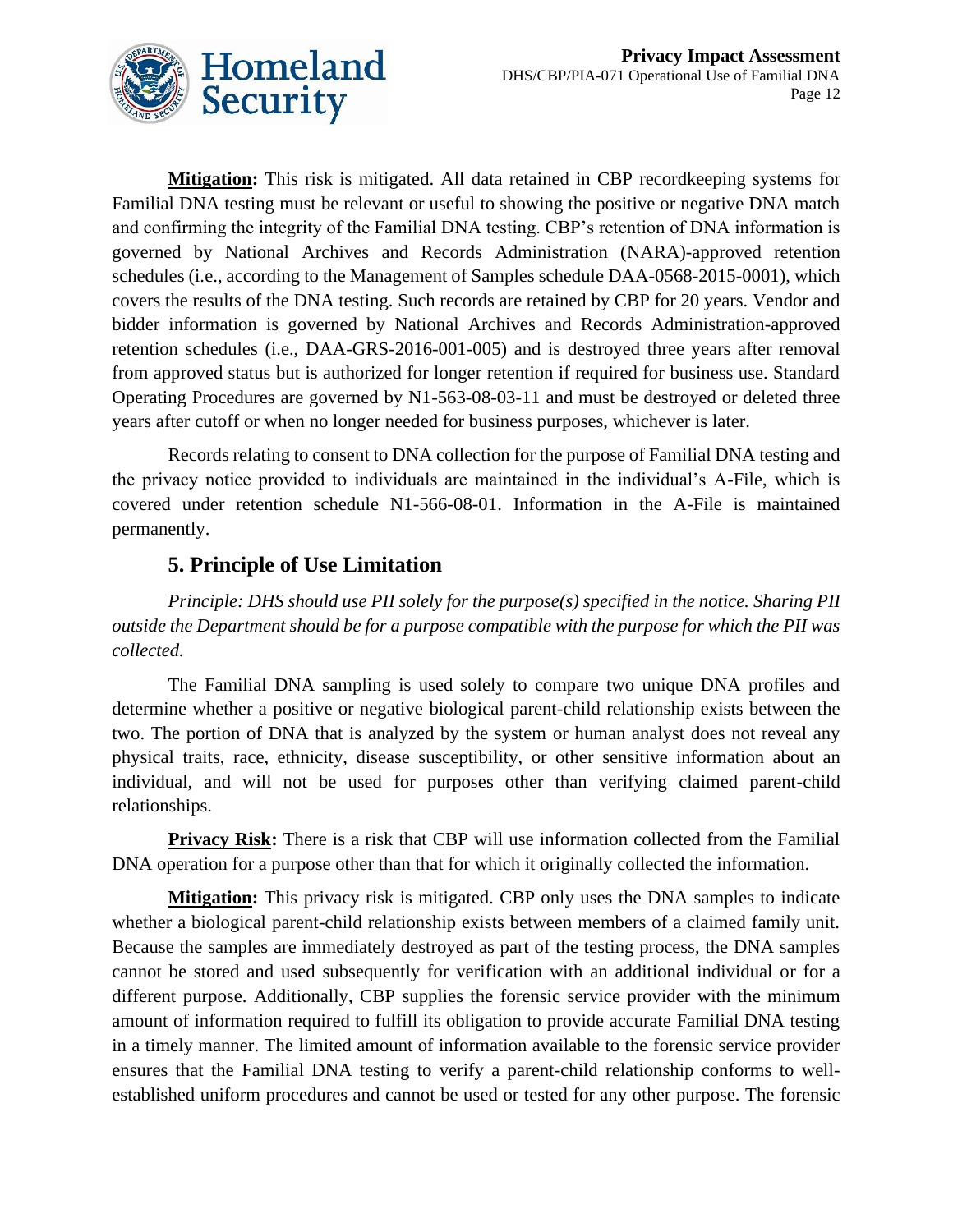**Mitigation:** This risk is mitigated. All data retained in CBP recordkeeping systems for Familial DNA testing must be relevant or useful to showing the positive or negative DNA match and confirming the integrity of the Familial DNA testing. CBP's retention of DNA information is governed by National Archives and Records Administration (NARA)-approved retention schedules (i.e., according to the Management of Samples schedule DAA-0568-2015-0001), which covers the results of the DNA testing. Such records are retained by CBP for 20 years. Vendor and bidder information is governed by National Archives and Records Administration-approved retention schedules (i.e., DAA-GRS-2016-001-005) and is destroyed three years after removal from approved status but is authorized for longer retention if required for business use. Standard Operating Procedures are governed by N1-563-08-03-11 and must be destroyed or deleted three years after cutoff or when no longer needed for business purposes, whichever is later.

Records relating to consent to DNA collection for the purpose of Familial DNA testing and the privacy notice provided to individuals are maintained in the individual's A-File, which is covered under retention schedule N1-566-08-01. Information in the A-File is maintained permanently.

## 5. Principle of Use Limitation

*Principle: DHS should use PII solely for the purpose(s) specified in the notice. Sharing PII outside the Department should be for a purpose compatible with the purpose for which the PII was collected.*

The Familial DNA sampling is used solely to compare two unique DNA profiles and determine whether a positive or negative biological parent-child relationship exists between the two. The portion of DNA that is analyzed by the system or human analyst does not reveal any physical traits, race, ethnicity, disease susceptibility, or other sensitive information about an individual, and will not be used for purposes other than verifying claimed parent-child relationships.

**Privacy Risk:** There is a risk that CBP will use information collected from the Familial DNA operation for a purpose other than that for which it originally collected the information.

**Mitigation:** This privacy risk is mitigated. CBP only uses the DNA samples to indicate whether a biological parent-child relationship exists between members of a claimed family unit. Because the samples are immediately destroyed as part of the testing process, the DNA samples cannot be stored and used subsequently for verification with an additional individual or for a different purpose. Additionally, CBP supplies the forensic service provider with the minimum amount of information required to fulfill its obligation to provide accurate Familial DNA testing in a timely manner. The limited amount of information available to the forensic service provider ensures that the Familial DNA testing to verify a parent-child relationship conforms to well-established uniform procedures and cannot be used or tested for any other purpose. The forensic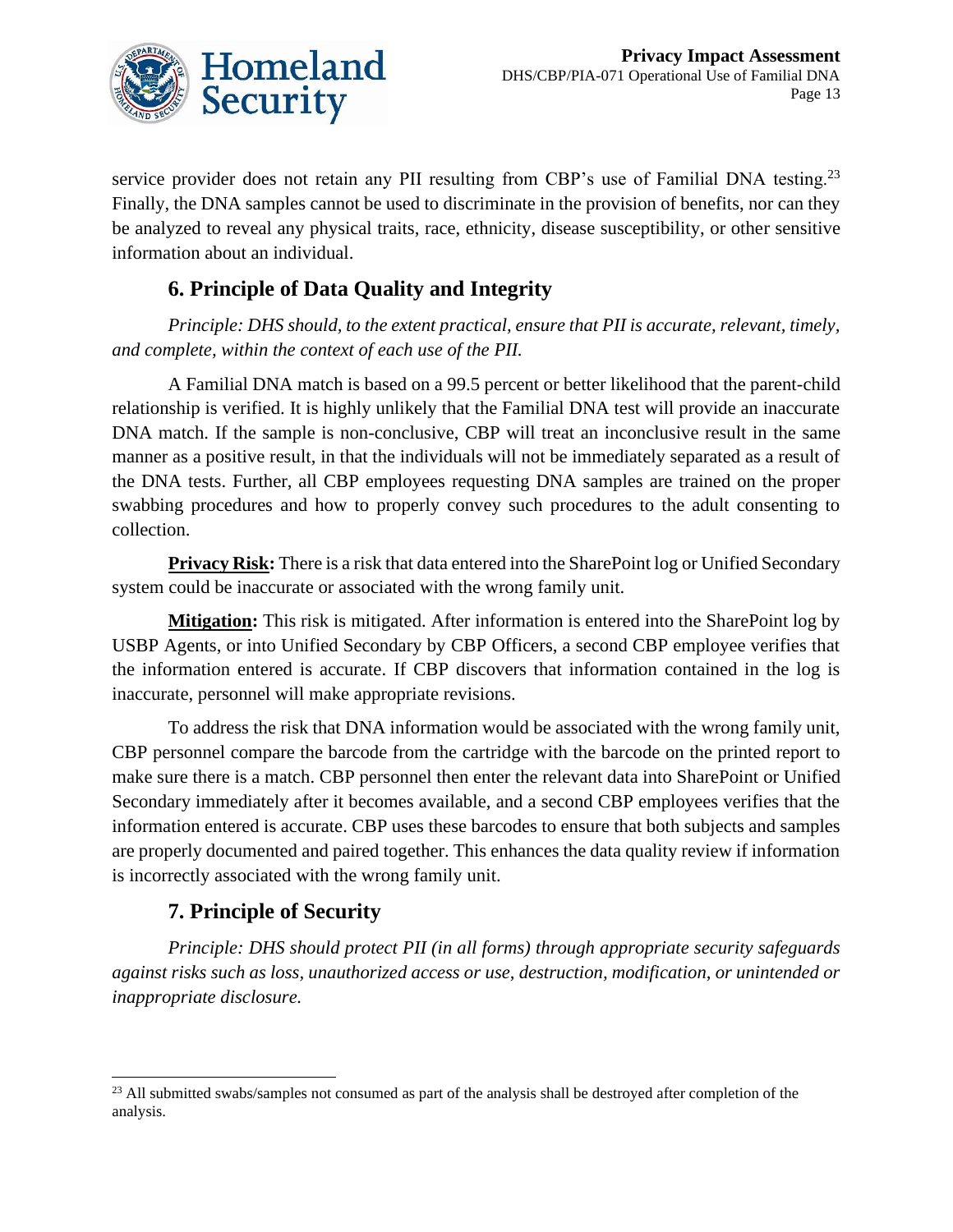service provider does not retain any PII resulting from CBP's use of Familial DNA testing.[23] Finally, the DNA samples cannot be used to discriminate in the provision of benefits, nor can they be analyzed to reveal any physical traits, race, ethnicity, disease susceptibility, or other sensitive information about an individual.

## 6. Principle of Data Quality and Integrity

*Principle: DHS should, to the extent practical, ensure that PII is accurate, relevant, timely, and complete, within the context of each use of the PII.*

A Familial DNA match is based on a 99.5 percent or better likelihood that the parent-child relationship is verified. It is highly unlikely that the Familial DNA test will provide an inaccurate DNA match. If the sample is non-conclusive, CBP will treat an inconclusive result in the same manner as a positive result, in that the individuals will not be immediately separated as a result of the DNA tests. Further, all CBP employees requesting DNA samples are trained on the proper swabbing procedures and how to properly convey such procedures to the adult consenting to collection.

**Privacy Risk:** There is a risk that data entered into the SharePoint log or Unified Secondary system could be inaccurate or associated with the wrong family unit.

**Mitigation:** This risk is mitigated. After information is entered into the SharePoint log by USBP Agents, or into Unified Secondary by CBP Officers, a second CBP employee verifies that the information entered is accurate. If CBP discovers that information contained in the log is inaccurate, personnel will make appropriate revisions.

To address the risk that DNA information would be associated with the wrong family unit, CBP personnel compare the barcode from the cartridge with the barcode on the printed report to make sure there is a match. CBP personnel then enter the relevant data into SharePoint or Unified Secondary immediately after it becomes available, and a second CBP employees verifies that the information entered is accurate. CBP uses these barcodes to ensure that both subjects and samples are properly documented and paired together. This enhances the data quality review if information is incorrectly associated with the wrong family unit.

## 7. Principle of Security

*Principle: DHS should protect PII (in all forms) through appropriate security safeguards against risks such as loss, unauthorized access or use, destruction, modification, or unintended or inappropriate disclosure.*

[23] All submitted swabs/samples not consumed as part of the analysis shall be destroyed after completion of the analysis.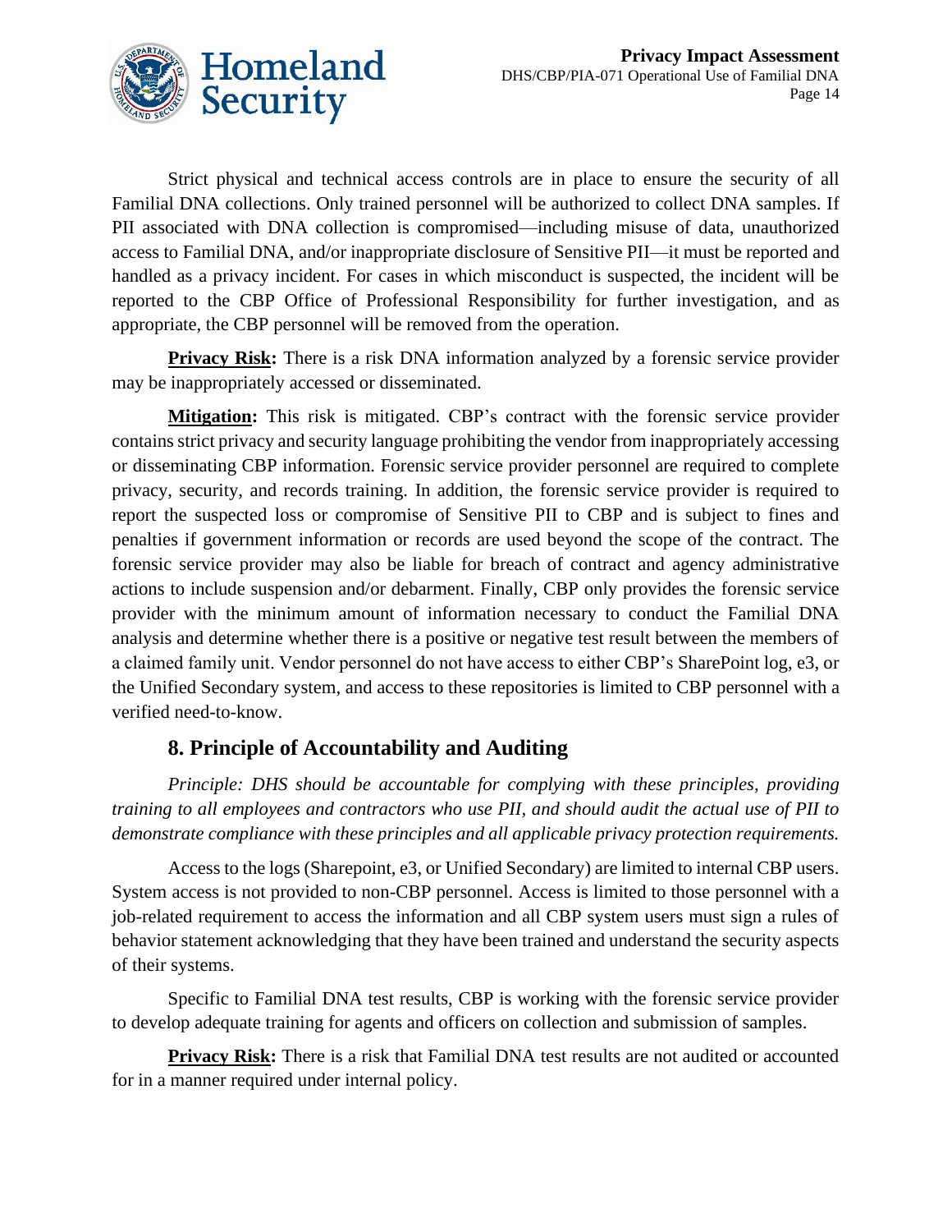Strict physical and technical access controls are in place to ensure the security of all Familial DNA collections. Only trained personnel will be authorized to collect DNA samples. If PII associated with DNA collection is compromised—including misuse of data, unauthorized access to Familial DNA, and/or inappropriate disclosure of Sensitive PII—it must be reported and handled as a privacy incident. For cases in which misconduct is suspected, the incident will be reported to the CBP Office of Professional Responsibility for further investigation, and as appropriate, the CBP personnel will be removed from the operation.

**Privacy Risk:** There is a risk DNA information analyzed by a forensic service provider may be inappropriately accessed or disseminated.

**Mitigation:** This risk is mitigated. CBP's contract with the forensic service provider contains strict privacy and security language prohibiting the vendor from inappropriately accessing or disseminating CBP information. Forensic service provider personnel are required to complete privacy, security, and records training. In addition, the forensic service provider is required to report the suspected loss or compromise of Sensitive PII to CBP and is subject to fines and penalties if government information or records are used beyond the scope of the contract. The forensic service provider may also be liable for breach of contract and agency administrative actions to include suspension and/or debarment. Finally, CBP only provides the forensic service provider with the minimum amount of information necessary to conduct the Familial DNA analysis and determine whether there is a positive or negative test result between the members of a claimed family unit. Vendor personnel do not have access to either CBP's SharePoint log, e3, or the Unified Secondary system, and access to these repositories is limited to CBP personnel with a verified need-to-know.

## 8. Principle of Accountability and Auditing

*Principle: DHS should be accountable for complying with these principles, providing training to all employees and contractors who use PII, and should audit the actual use of PII to demonstrate compliance with these principles and all applicable privacy protection requirements.*

Access to the logs (Sharepoint, e3, or Unified Secondary) are limited to internal CBP users. System access is not provided to non-CBP personnel. Access is limited to those personnel with a job-related requirement to access the information and all CBP system users must sign a rules of behavior statement acknowledging that they have been trained and understand the security aspects of their systems.

Specific to Familial DNA test results, CBP is working with the forensic service provider to develop adequate training for agents and officers on collection and submission of samples.

**Privacy Risk:** There is a risk that Familial DNA test results are not audited or accounted for in a manner required under internal policy.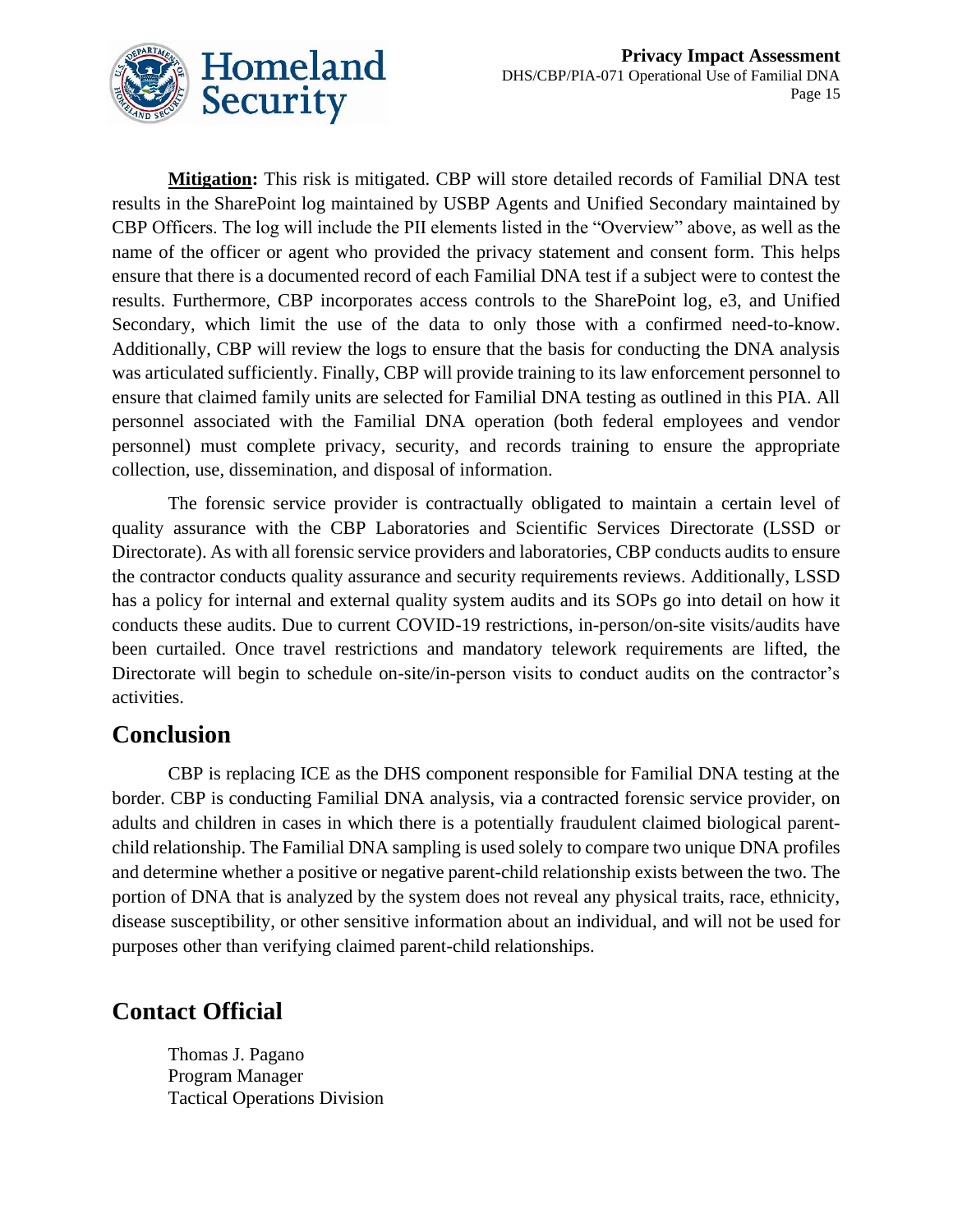**Mitigation:** This risk is mitigated. CBP will store detailed records of Familial DNA test results in the SharePoint log maintained by USBP Agents and Unified Secondary maintained by CBP Officers. The log will include the PII elements listed in the "Overview" above, as well as the name of the officer or agent who provided the privacy statement and consent form. This helps ensure that there is a documented record of each Familial DNA test if a subject were to contest the results. Furthermore, CBP incorporates access controls to the SharePoint log, e3, and Unified Secondary, which limit the use of the data to only those with a confirmed need-to-know. Additionally, CBP will review the logs to ensure that the basis for conducting the DNA analysis was articulated sufficiently. Finally, CBP will provide training to its law enforcement personnel to ensure that claimed family units are selected for Familial DNA testing as outlined in this PIA. All personnel associated with the Familial DNA operation (both federal employees and vendor personnel) must complete privacy, security, and records training to ensure the appropriate collection, use, dissemination, and disposal of information.

The forensic service provider is contractually obligated to maintain a certain level of quality assurance with the CBP Laboratories and Scientific Services Directorate (LSSD or Directorate). As with all forensic service providers and laboratories, CBP conducts audits to ensure the contractor conducts quality assurance and security requirements reviews. Additionally, LSSD has a policy for internal and external quality system audits and its SOPs go into detail on how it conducts these audits. Due to current COVID-19 restrictions, in-person/on-site visits/audits have been curtailed. Once travel restrictions and mandatory telework requirements are lifted, the Directorate will begin to schedule on-site/in-person visits to conduct audits on the contractor's activities.

## Conclusion

CBP is replacing ICE as the DHS component responsible for Familial DNA testing at the border. CBP is conducting Familial DNA analysis, via a contracted forensic service provider, on adults and children in cases in which there is a potentially fraudulent claimed biological parent-child relationship. The Familial DNA sampling is used solely to compare two unique DNA profiles and determine whether a positive or negative parent-child relationship exists between the two. The portion of DNA that is analyzed by the system does not reveal any physical traits, race, ethnicity, disease susceptibility, or other sensitive information about an individual, and will not be used for purposes other than verifying claimed parent-child relationships.

## Contact Official

Thomas J. Pagano
Program Manager
Tactical Operations Division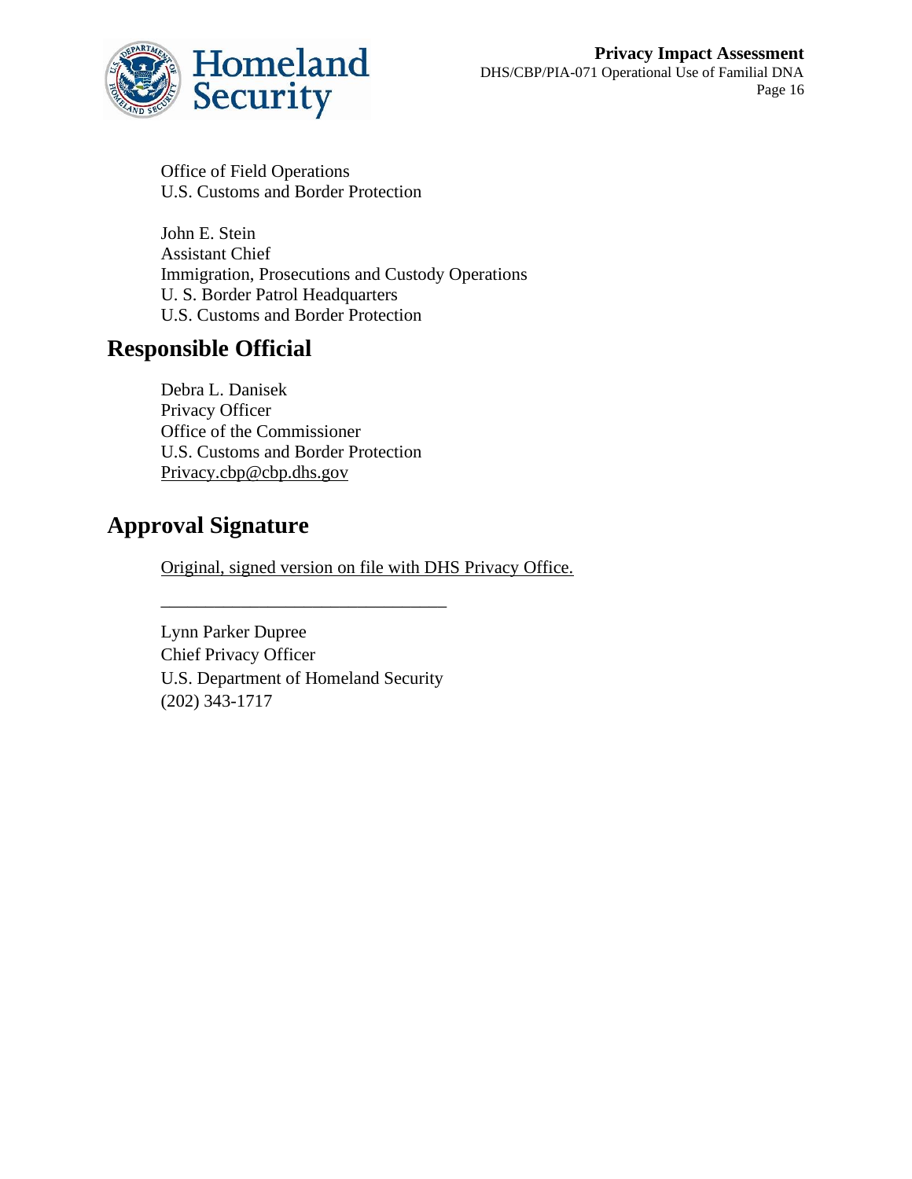Office of Field Operations
U.S. Customs and Border Protection

John E. Stein
Assistant Chief
Immigration, Prosecutions and Custody Operations
U. S. Border Patrol Headquarters
U.S. Customs and Border Protection

## Responsible Official

Debra L. Danisek
Privacy Officer
Office of the Commissioner
U.S. Customs and Border Protection
Privacy.cbp@cbp.dhs.gov

## Approval Signature

Original, signed version on file with DHS Privacy Office.

________________________________

Lynn Parker Dupree
Chief Privacy Officer
U.S. Department of Homeland Security
(202) 343-1717